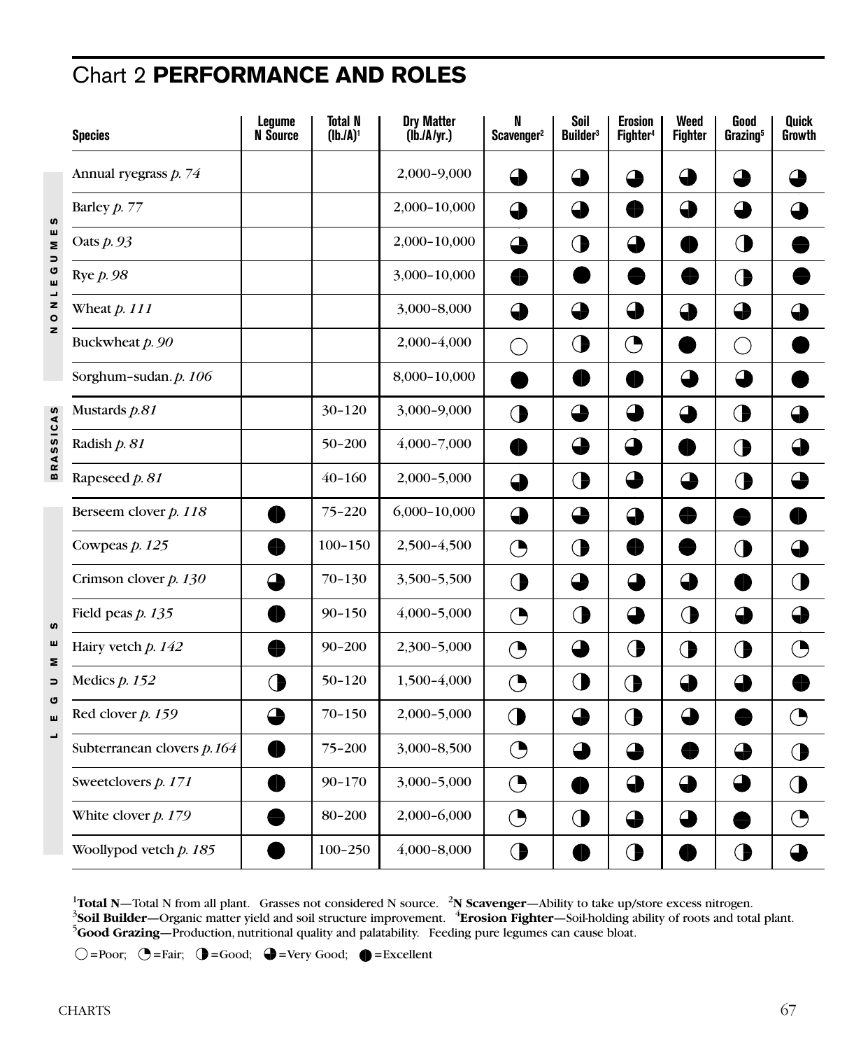# Chart 2 **PERFORMANCE AND ROLES**

| Group | Species | Legume N Source | Total N (lb./A)[1] | Dry Matter (lb./A/yr.) | N Scavenger[2] | Soil Builder[3] | Erosion Fighter[4] | Weed Fighter | Good Grazing[5] | Quick Growth |
|---|---|---|---|---|---|---|---|---|---|---|
| NONLEGUMES | Annual ryegrass *p. 74* | | | 2,000–9,000 | Very Good | Very Good | Very Good | Very Good | Very Good | Very Good |
| | Barley *p. 77* | | | 2,000–10,000 | Very Good | Very Good | Excellent | Very Good | Very Good | Very Good |
| | Oats *p. 93* | | | 2,000–10,000 | Very Good | Good | Very Good | Excellent | Good | Excellent |
| | Rye *p. 98* | | | 3,000–10,000 | Excellent | Excellent | Excellent | Excellent | Good | Excellent |
| | Wheat *p. 111* | | | 3,000–8,000 | Very Good | Very Good | Very Good | Very Good | Excellent | Very Good |
| | Buckwheat *p. 90* | | | 2,000–4,000 | Poor | Good | Fair | Excellent | Poor | Excellent |
| | Sorghum-sudan. *p. 106* | | | 8,000–10,000 | Excellent | Excellent | Excellent | Very Good | Very Good | Excellent |
| BRASSICAS | Mustards *p.81* | | 30–120 | 3,000–9,000 | Good | Very Good | Very Good | Very Good | Good | Very Good |
| | Radish *p. 81* | | 50–200 | 4,000–7,000 | Excellent | Very Good | Very Good | Excellent | Good | Very Good |
| | Rapeseed *p. 81* | | 40–160 | 2,000–5,000 | Very Good | Good | Very Good | Very Good | Good | Very Good |
| LEGUMES | Berseem clover *p. 118* | Excellent | 75–220 | 6,000–10,000 | Very Good | Very Good | Very Good | Excellent | Excellent | Excellent |
| | Cowpeas *p. 125* | Excellent | 100–150 | 2,500–4,500 | Fair | Good | Excellent | Excellent | Good | Very Good |
| | Crimson clover *p. 130* | Very Good | 70–130 | 3,500–5,500 | Good | Very Good | Very Good | Very Good | Excellent | Good |
| | Field peas *p. 135* | Excellent | 90–150 | 4,000–5,000 | Fair | Good | Very Good | Good | Very Good | Very Good |
| | Hairy vetch *p. 142* | Excellent | 90–200 | 2,300–5,000 | Fair | Very Good | Good | Good | Good | Fair |
| | Medics *p. 152* | Good | 50–120 | 1,500–4,000 | Fair | Good | Good | Very Good | Very Good | Excellent |
| | Red clover *p. 159* | Very Good | 70–150 | 2,000–5,000 | Good | Very Good | Good | Very Good | Excellent | Fair |
| | Subterranean clovers *p.164* | Excellent | 75–200 | 3,000–8,500 | Fair | Very Good | Very Good | Excellent | Very Good | Good |
| | Sweetclovers *p. 171* | Excellent | 90–170 | 3,000–5,000 | Fair | Excellent | Very Good | Very Good | Very Good | Good |
| | White clover *p. 179* | Excellent | 80–200 | 2,000–6,000 | Fair | Good | Very Good | Very Good | Excellent | Fair |
| | Woollypod vetch *p. 185* | Excellent | 100–250 | 4,000–8,000 | Good | Excellent | Good | Excellent | Good | Very Good |

[1]**Total N**—Total N from all plant. Grasses not considered N source. [2]**N Scavenger**—Ability to take up/store excess nitrogen.
[3]**Soil Builder**—Organic matter yield and soil structure improvement. [4]**Erosion Fighter**—Soil-holding ability of roots and total plant.
[5]**Good Grazing**—Production, nutritional quality and palatability. Feeding pure legumes can cause bloat.

○=Poor; ◔=Fair; ◑=Good; ◕=Very Good; ●=Excellent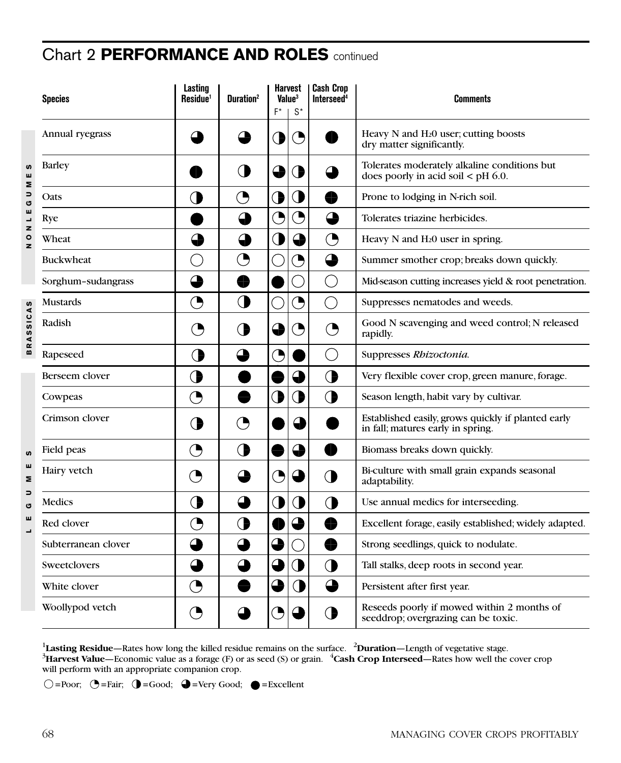# Chart 2 **PERFORMANCE AND ROLES** continued

| Group | Species | Lasting Residue[1] | Duration[2] | Harvest Value[3] | | Cash Crop Interseed[4] | Comments |
|---|---|---|---|---|---|---|---|
| | | | | F* | S* | | |
| NONLEGUMES | Annual ryegrass | Very Good | Very Good | Good | Fair | Excellent | Heavy N and $H_2O$ user; cutting boosts dry matter significantly. |
| NONLEGUMES | Barley | Excellent | Good | Very Good | Good | Very Good | Tolerates moderately alkaline conditions but does poorly in acid soil < pH 6.0. |
| NONLEGUMES | Oats | Good | Fair | Good | Good | Excellent | Prone to lodging in N-rich soil. |
| NONLEGUMES | Rye | Excellent | Very Good | Fair | Fair | Very Good | Tolerates triazine herbicides. |
| NONLEGUMES | Wheat | Very Good | Very Good | Good | Very Good | Fair | Heavy N and $H_2O$ user in spring. |
| NONLEGUMES | Buckwheat | Poor | Fair | Poor | Fair | Very Good | Summer smother crop; breaks down quickly. |
| NONLEGUMES | Sorghum–sudangrass | Very Good | Excellent | Excellent | Poor | Poor | Mid-season cutting increases yield & root penetration. |
| BRASSICAS | Mustards | Fair | Good | Poor | Fair | Poor | Suppresses nematodes and weeds. |
| BRASSICAS | Radish | Fair | Good | Very Good | Fair | Fair | Good N scavenging and weed control; N released rapidly. |
| BRASSICAS | Rapeseed | Good | Very Good | Fair | Excellent | Poor | Suppresses *Rhizoctonia.* |
| LEGUMES | Berseem clover | Good | Excellent | Excellent | Very Good | Good | Very flexible cover crop, green manure, forage. |
| LEGUMES | Cowpeas | Fair | Excellent | Good | Good | Good | Season length, habit vary by cultivar. |
| LEGUMES | Crimson clover | Good | Fair | Excellent | Very Good | Excellent | Established easily, grows quickly if planted early in fall; matures early in spring. |
| LEGUMES | Field peas | Fair | Good | Excellent | Very Good | Excellent | Biomass breaks down quickly. |
| LEGUMES | Hairy vetch | Fair | Very Good | Fair | Very Good | Good | Bi-culture with small grain expands seasonal adaptability. |
| LEGUMES | Medics | Good | Very Good | Good | Good | Good | Use annual medics for interseeding. |
| LEGUMES | Red clover | Fair | Good | Excellent | Very Good | Excellent | Excellent forage, easily established; widely adapted. |
| LEGUMES | Subterranean clover | Very Good | Very Good | Very Good | Poor | Excellent | Strong seedlings, quick to nodulate. |
| LEGUMES | Sweetclovers | Very Good | Very Good | Very Good | Good | Good | Tall stalks, deep roots in second year. |
| LEGUMES | White clover | Fair | Excellent | Very Good | Good | Very Good | Persistent after first year. |
| LEGUMES | Woollypod vetch | Fair | Very Good | Fair | Very Good | Good | Reseeds poorly if mowed within 2 months of seeddrop; overgrazing can be toxic. |

[1]**Lasting Residue**—Rates how long the killed residue remains on the surface. [2]**Duration**—Length of vegetative stage. [3]**Harvest Value**—Economic value as a forage (F) or as seed (S) or grain. [4]**Cash Crop Interseed**—Rates how well the cover crop will perform with an appropriate companion crop.

○=Poor; ◔=Fair; ◑=Good; ◕=Very Good; ●=Excellent